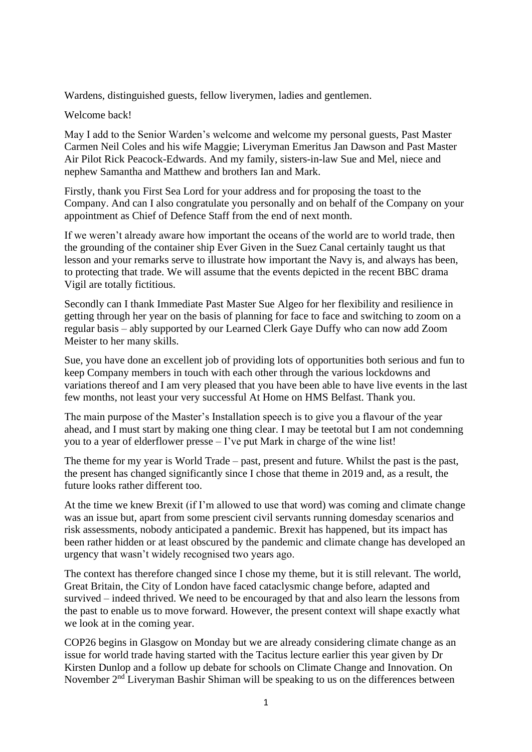Wardens, distinguished guests, fellow liverymen, ladies and gentlemen.

Welcome back!

May I add to the Senior Warden's welcome and welcome my personal guests, Past Master Carmen Neil Coles and his wife Maggie; Liveryman Emeritus Jan Dawson and Past Master Air Pilot Rick Peacock-Edwards. And my family, sisters-in-law Sue and Mel, niece and nephew Samantha and Matthew and brothers Ian and Mark.

Firstly, thank you First Sea Lord for your address and for proposing the toast to the Company. And can I also congratulate you personally and on behalf of the Company on your appointment as Chief of Defence Staff from the end of next month.

If we weren't already aware how important the oceans of the world are to world trade, then the grounding of the container ship Ever Given in the Suez Canal certainly taught us that lesson and your remarks serve to illustrate how important the Navy is, and always has been, to protecting that trade. We will assume that the events depicted in the recent BBC drama Vigil are totally fictitious.

Secondly can I thank Immediate Past Master Sue Algeo for her flexibility and resilience in getting through her year on the basis of planning for face to face and switching to zoom on a regular basis – ably supported by our Learned Clerk Gaye Duffy who can now add Zoom Meister to her many skills.

Sue, you have done an excellent job of providing lots of opportunities both serious and fun to keep Company members in touch with each other through the various lockdowns and variations thereof and I am very pleased that you have been able to have live events in the last few months, not least your very successful At Home on HMS Belfast. Thank you.

The main purpose of the Master's Installation speech is to give you a flavour of the year ahead, and I must start by making one thing clear. I may be teetotal but I am not condemning you to a year of elderflower presse – I've put Mark in charge of the wine list!

The theme for my year is World Trade – past, present and future. Whilst the past is the past, the present has changed significantly since I chose that theme in 2019 and, as a result, the future looks rather different too.

At the time we knew Brexit (if I'm allowed to use that word) was coming and climate change was an issue but, apart from some prescient civil servants running domesday scenarios and risk assessments, nobody anticipated a pandemic. Brexit has happened, but its impact has been rather hidden or at least obscured by the pandemic and climate change has developed an urgency that wasn't widely recognised two years ago.

The context has therefore changed since I chose my theme, but it is still relevant. The world, Great Britain, the City of London have faced cataclysmic change before, adapted and survived – indeed thrived. We need to be encouraged by that and also learn the lessons from the past to enable us to move forward. However, the present context will shape exactly what we look at in the coming year.

COP26 begins in Glasgow on Monday but we are already considering climate change as an issue for world trade having started with the Tacitus lecture earlier this year given by Dr Kirsten Dunlop and a follow up debate for schools on Climate Change and Innovation. On November 2nd Liveryman Bashir Shiman will be speaking to us on the differences between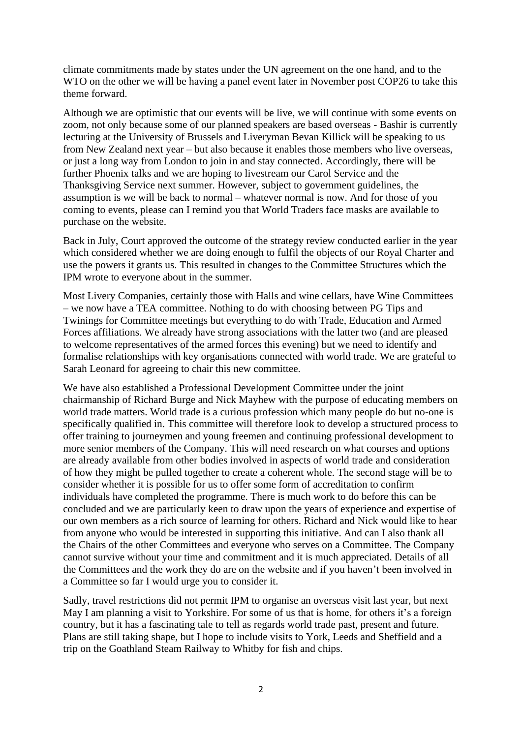climate commitments made by states under the UN agreement on the one hand, and to the WTO on the other we will be having a panel event later in November post COP26 to take this theme forward.

Although we are optimistic that our events will be live, we will continue with some events on zoom, not only because some of our planned speakers are based overseas - Bashir is currently lecturing at the University of Brussels and Liveryman Bevan Killick will be speaking to us from New Zealand next year – but also because it enables those members who live overseas, or just a long way from London to join in and stay connected. Accordingly, there will be further Phoenix talks and we are hoping to livestream our Carol Service and the Thanksgiving Service next summer. However, subject to government guidelines, the assumption is we will be back to normal – whatever normal is now. And for those of you coming to events, please can I remind you that World Traders face masks are available to purchase on the website.

Back in July, Court approved the outcome of the strategy review conducted earlier in the year which considered whether we are doing enough to fulfil the objects of our Royal Charter and use the powers it grants us. This resulted in changes to the Committee Structures which the IPM wrote to everyone about in the summer.

Most Livery Companies, certainly those with Halls and wine cellars, have Wine Committees – we now have a TEA committee. Nothing to do with choosing between PG Tips and Twinings for Committee meetings but everything to do with Trade, Education and Armed Forces affiliations. We already have strong associations with the latter two (and are pleased to welcome representatives of the armed forces this evening) but we need to identify and formalise relationships with key organisations connected with world trade. We are grateful to Sarah Leonard for agreeing to chair this new committee.

We have also established a Professional Development Committee under the joint chairmanship of Richard Burge and Nick Mayhew with the purpose of educating members on world trade matters. World trade is a curious profession which many people do but no-one is specifically qualified in. This committee will therefore look to develop a structured process to offer training to journeymen and young freemen and continuing professional development to more senior members of the Company. This will need research on what courses and options are already available from other bodies involved in aspects of world trade and consideration of how they might be pulled together to create a coherent whole. The second stage will be to consider whether it is possible for us to offer some form of accreditation to confirm individuals have completed the programme. There is much work to do before this can be concluded and we are particularly keen to draw upon the years of experience and expertise of our own members as a rich source of learning for others. Richard and Nick would like to hear from anyone who would be interested in supporting this initiative. And can I also thank all the Chairs of the other Committees and everyone who serves on a Committee. The Company cannot survive without your time and commitment and it is much appreciated. Details of all the Committees and the work they do are on the website and if you haven't been involved in a Committee so far I would urge you to consider it.

Sadly, travel restrictions did not permit IPM to organise an overseas visit last year, but next May I am planning a visit to Yorkshire. For some of us that is home, for others it's a foreign country, but it has a fascinating tale to tell as regards world trade past, present and future. Plans are still taking shape, but I hope to include visits to York, Leeds and Sheffield and a trip on the Goathland Steam Railway to Whitby for fish and chips.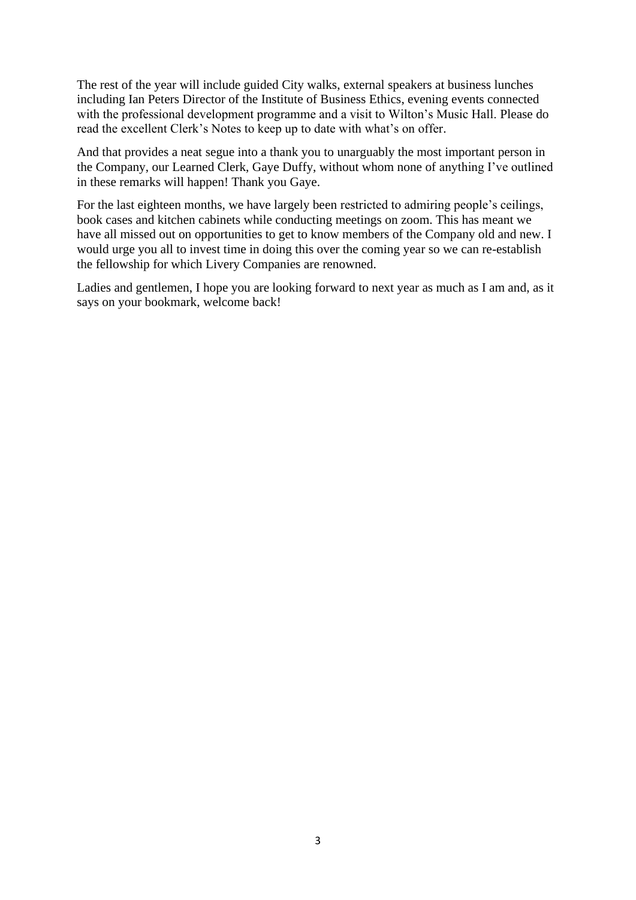The rest of the year will include guided City walks, external speakers at business lunches including Ian Peters Director of the Institute of Business Ethics, evening events connected with the professional development programme and a visit to Wilton's Music Hall. Please do read the excellent Clerk's Notes to keep up to date with what's on offer.

And that provides a neat segue into a thank you to unarguably the most important person in the Company, our Learned Clerk, Gaye Duffy, without whom none of anything I've outlined in these remarks will happen! Thank you Gaye.

For the last eighteen months, we have largely been restricted to admiring people's ceilings, book cases and kitchen cabinets while conducting meetings on zoom. This has meant we have all missed out on opportunities to get to know members of the Company old and new. I would urge you all to invest time in doing this over the coming year so we can re-establish the fellowship for which Livery Companies are renowned.

Ladies and gentlemen, I hope you are looking forward to next year as much as I am and, as it says on your bookmark, welcome back!